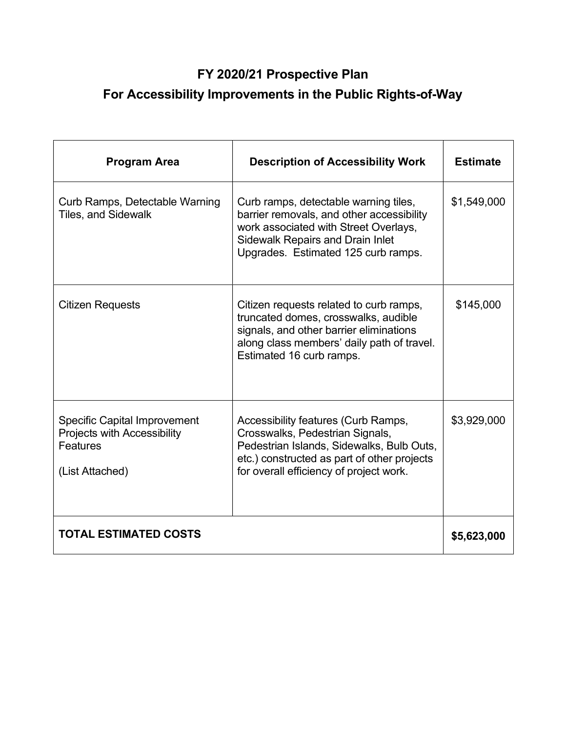# FY 2020/21 Prospective Plan
## For Accessibility Improvements in the Public Rights-of-Way

| Program Area | Description of Accessibility Work | Estimate |
|---|---|---|
| Curb Ramps, Detectable Warning Tiles, and Sidewalk | Curb ramps, detectable warning tiles, barrier removals, and other accessibility work associated with Street Overlays, Sidewalk Repairs and Drain Inlet Upgrades. Estimated 125 curb ramps. | $1,549,000 |
| Citizen Requests | Citizen requests related to curb ramps, truncated domes, crosswalks, audible signals, and other barrier eliminations along class members' daily path of travel. Estimated 16 curb ramps. | $145,000 |
| Specific Capital Improvement Projects with Accessibility Features<br><br>(List Attached) | Accessibility features (Curb Ramps, Crosswalks, Pedestrian Signals, Pedestrian Islands, Sidewalks, Bulb Outs, etc.) constructed as part of other projects for overall efficiency of project work. | $3,929,000 |
| **TOTAL ESTIMATED COSTS** | | **$5,623,000** |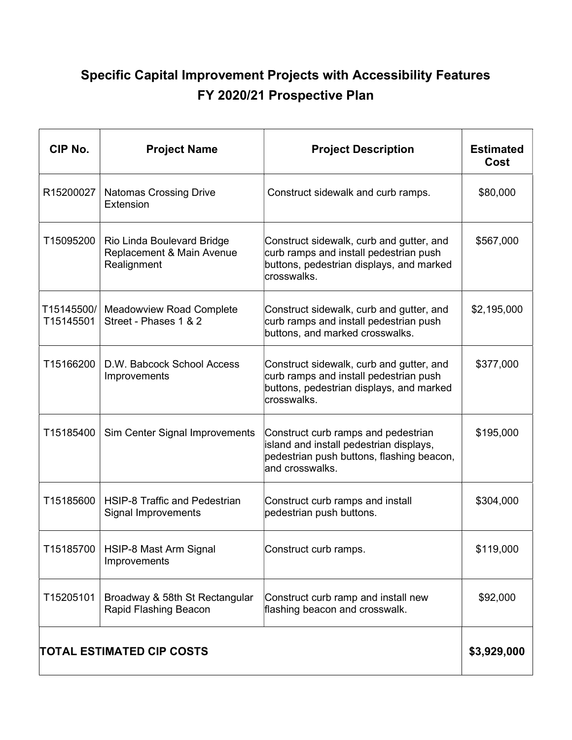## Specific Capital Improvement Projects with Accessibility Features
## FY 2020/21 Prospective Plan

| CIP No. | Project Name | Project Description | Estimated Cost |
|---|---|---|---|
| R15200027 | Natomas Crossing Drive Extension | Construct sidewalk and curb ramps. | $80,000 |
| T15095200 | Rio Linda Boulevard Bridge Replacement & Main Avenue Realignment | Construct sidewalk, curb and gutter, and curb ramps and install pedestrian push buttons, pedestrian displays, and marked crosswalks. | $567,000 |
| T15145500/ T15145501 | Meadowview Road Complete Street - Phases 1 & 2 | Construct sidewalk, curb and gutter, and curb ramps and install pedestrian push buttons, and marked crosswalks. | $2,195,000 |
| T15166200 | D.W. Babcock School Access Improvements | Construct sidewalk, curb and gutter, and curb ramps and install pedestrian push buttons, pedestrian displays, and marked crosswalks. | $377,000 |
| T15185400 | Sim Center Signal Improvements | Construct curb ramps and pedestrian island and install pedestrian displays, pedestrian push buttons, flashing beacon, and crosswalks. | $195,000 |
| T15185600 | HSIP-8 Traffic and Pedestrian Signal Improvements | Construct curb ramps and install pedestrian push buttons. | $304,000 |
| T15185700 | HSIP-8 Mast Arm Signal Improvements | Construct curb ramps. | $119,000 |
| T15205101 | Broadway & 58th St Rectangular Rapid Flashing Beacon | Construct curb ramp and install new flashing beacon and crosswalk. | $92,000 |
| **TOTAL ESTIMATED CIP COSTS** | | | **$3,929,000** |